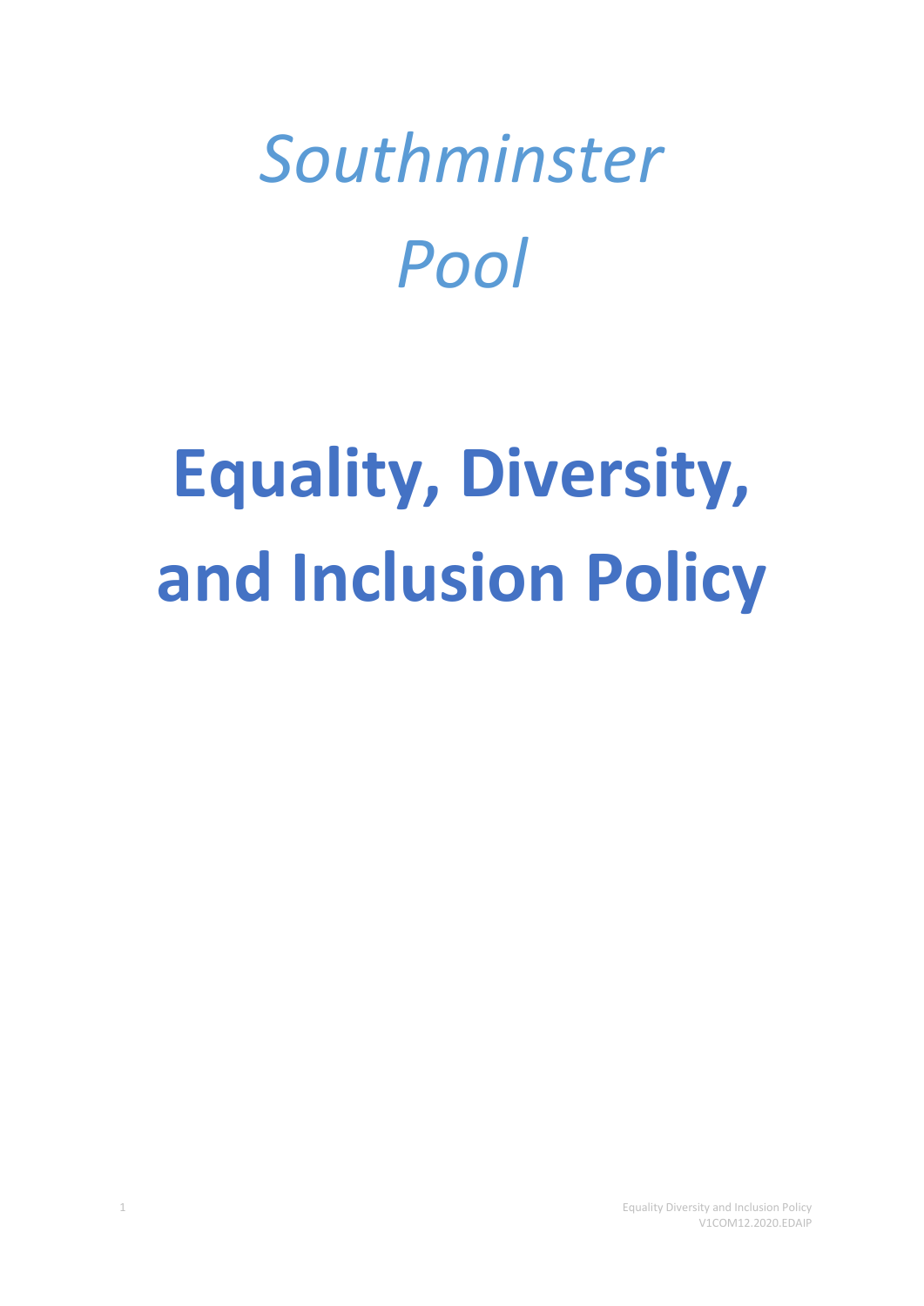*Southminster Pool*

# Equality, Diversity, and Inclusion Policy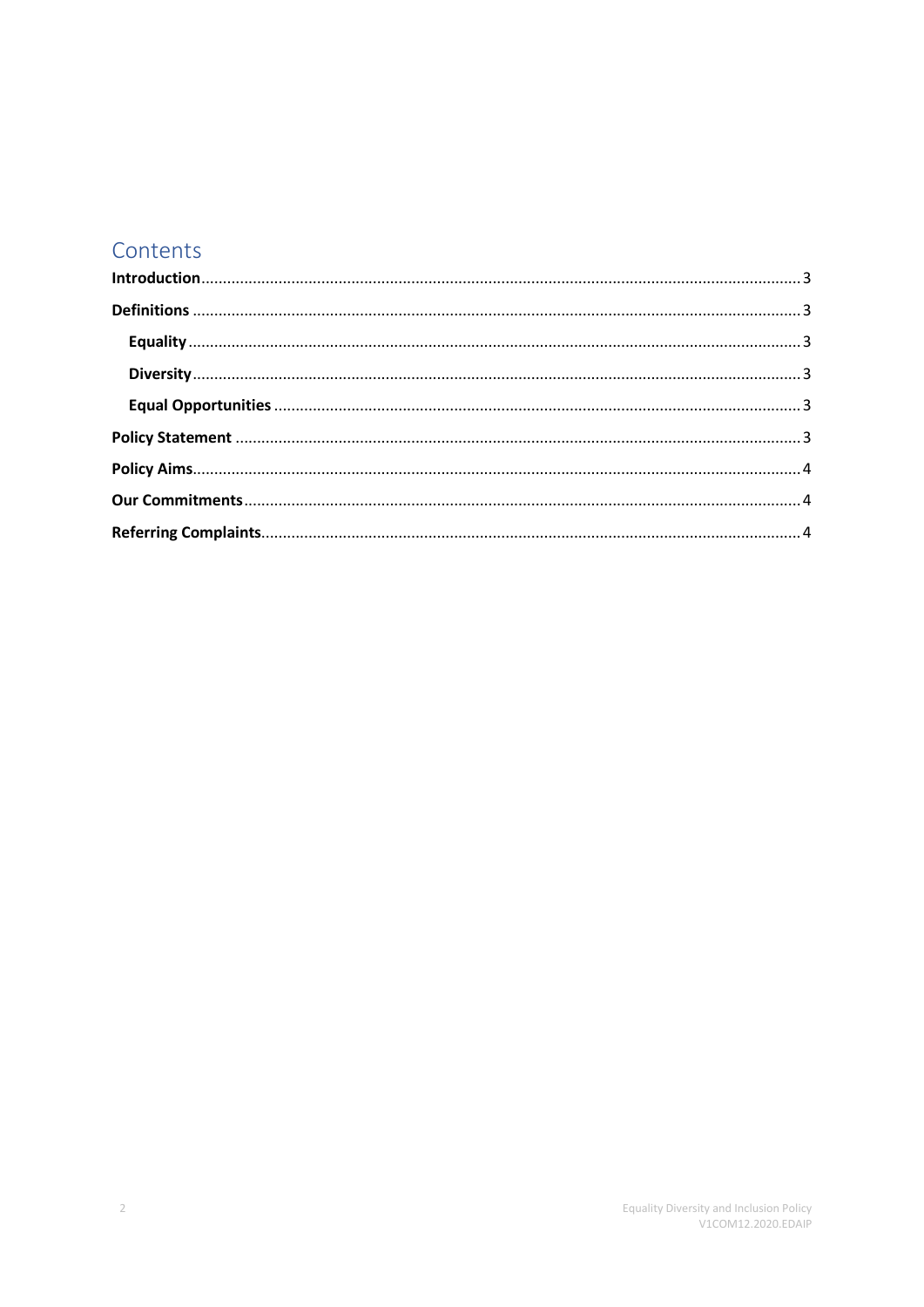# Contents

**Introduction** ........ 3

**Definitions** ........ 3

- **Equality** ........ 3
- **Diversity** ........ 3
- **Equal Opportunities** ........ 3

**Policy Statement** ........ 3

**Policy Aims** ........ 4

**Our Commitments** ........ 4

**Referring Complaints** ........ 4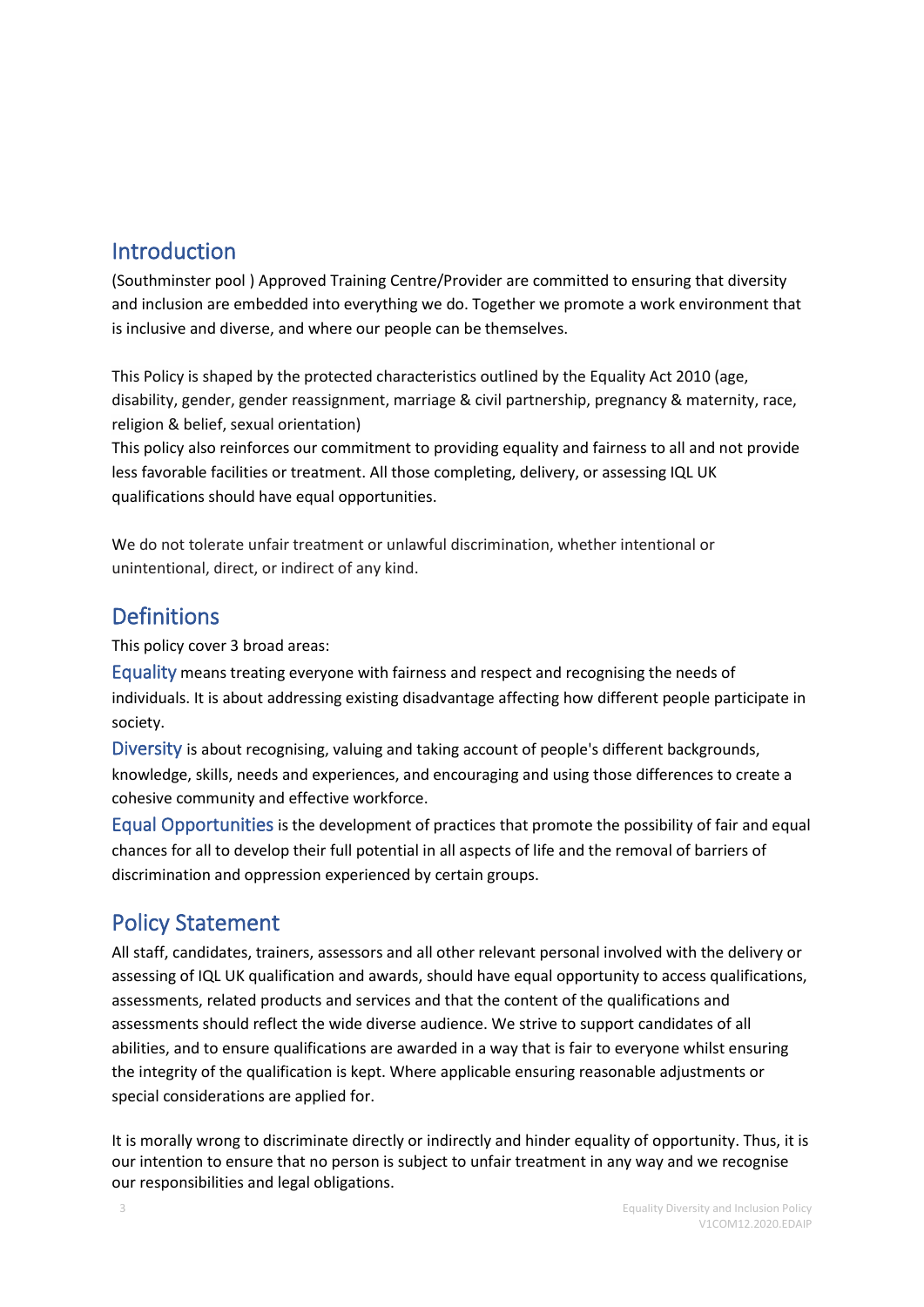## Introduction

(Southminster pool ) Approved Training Centre/Provider are committed to ensuring that diversity and inclusion are embedded into everything we do. Together we promote a work environment that is inclusive and diverse, and where our people can be themselves.

This Policy is shaped by the protected characteristics outlined by the Equality Act 2010 (age, disability, gender, gender reassignment, marriage & civil partnership, pregnancy & maternity, race, religion & belief, sexual orientation)
This policy also reinforces our commitment to providing equality and fairness to all and not provide less favorable facilities or treatment. All those completing, delivery, or assessing IQL UK qualifications should have equal opportunities.

We do not tolerate unfair treatment or unlawful discrimination, whether intentional or unintentional, direct, or indirect of any kind.

## Definitions

This policy cover 3 broad areas:

**Equality** means treating everyone with fairness and respect and recognising the needs of individuals. It is about addressing existing disadvantage affecting how different people participate in society.

**Diversity** is about recognising, valuing and taking account of people's different backgrounds, knowledge, skills, needs and experiences, and encouraging and using those differences to create a cohesive community and effective workforce.

**Equal Opportunities** is the development of practices that promote the possibility of fair and equal chances for all to develop their full potential in all aspects of life and the removal of barriers of discrimination and oppression experienced by certain groups.

## Policy Statement

All staff, candidates, trainers, assessors and all other relevant personal involved with the delivery or assessing of IQL UK qualification and awards, should have equal opportunity to access qualifications, assessments, related products and services and that the content of the qualifications and assessments should reflect the wide diverse audience. We strive to support candidates of all abilities, and to ensure qualifications are awarded in a way that is fair to everyone whilst ensuring the integrity of the qualification is kept. Where applicable ensuring reasonable adjustments or special considerations are applied for.

It is morally wrong to discriminate directly or indirectly and hinder equality of opportunity. Thus, it is our intention to ensure that no person is subject to unfair treatment in any way and we recognise our responsibilities and legal obligations.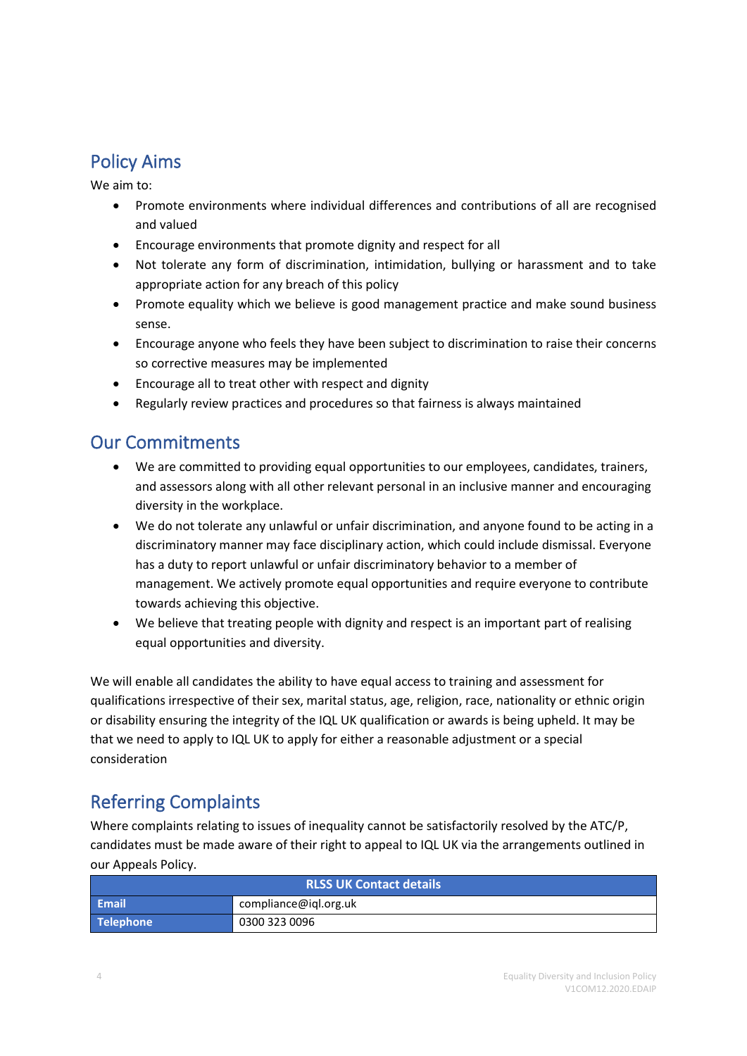## Policy Aims

We aim to:

- Promote environments where individual differences and contributions of all are recognised and valued
- Encourage environments that promote dignity and respect for all
- Not tolerate any form of discrimination, intimidation, bullying or harassment and to take appropriate action for any breach of this policy
- Promote equality which we believe is good management practice and make sound business sense.
- Encourage anyone who feels they have been subject to discrimination to raise their concerns so corrective measures may be implemented
- Encourage all to treat other with respect and dignity
- Regularly review practices and procedures so that fairness is always maintained

## Our Commitments

- We are committed to providing equal opportunities to our employees, candidates, trainers, and assessors along with all other relevant personal in an inclusive manner and encouraging diversity in the workplace.
- We do not tolerate any unlawful or unfair discrimination, and anyone found to be acting in a discriminatory manner may face disciplinary action, which could include dismissal. Everyone has a duty to report unlawful or unfair discriminatory behavior to a member of management. We actively promote equal opportunities and require everyone to contribute towards achieving this objective.
- We believe that treating people with dignity and respect is an important part of realising equal opportunities and diversity.

We will enable all candidates the ability to have equal access to training and assessment for qualifications irrespective of their sex, marital status, age, religion, race, nationality or ethnic origin or disability ensuring the integrity of the IQL UK qualification or awards is being upheld. It may be that we need to apply to IQL UK to apply for either a reasonable adjustment or a special consideration

## Referring Complaints

Where complaints relating to issues of inequality cannot be satisfactorily resolved by the ATC/P, candidates must be made aware of their right to appeal to IQL UK via the arrangements outlined in our Appeals Policy.

| RLSS UK Contact details | |
|---|---|
| **Email** | compliance@iql.org.uk |
| **Telephone** | 0300 323 0096 |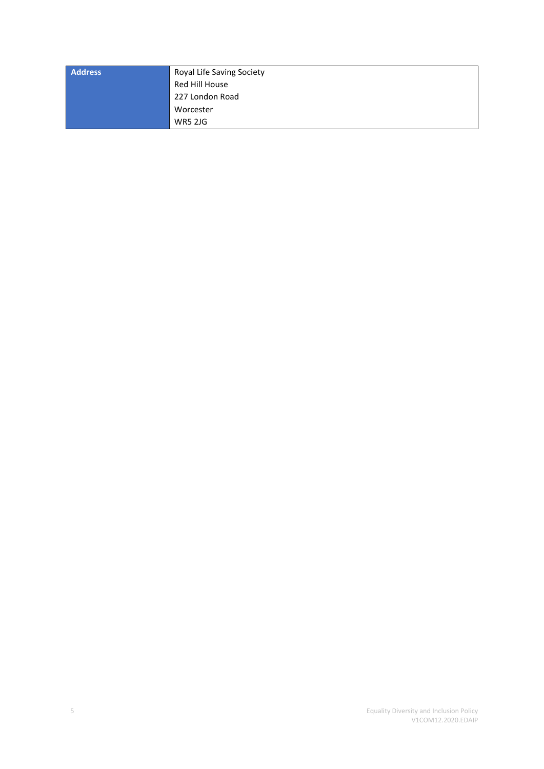| | |
|---|---|
| **Address** | Royal Life Saving Society<br>Red Hill House<br>227 London Road<br>Worcester<br>WR5 2JG |